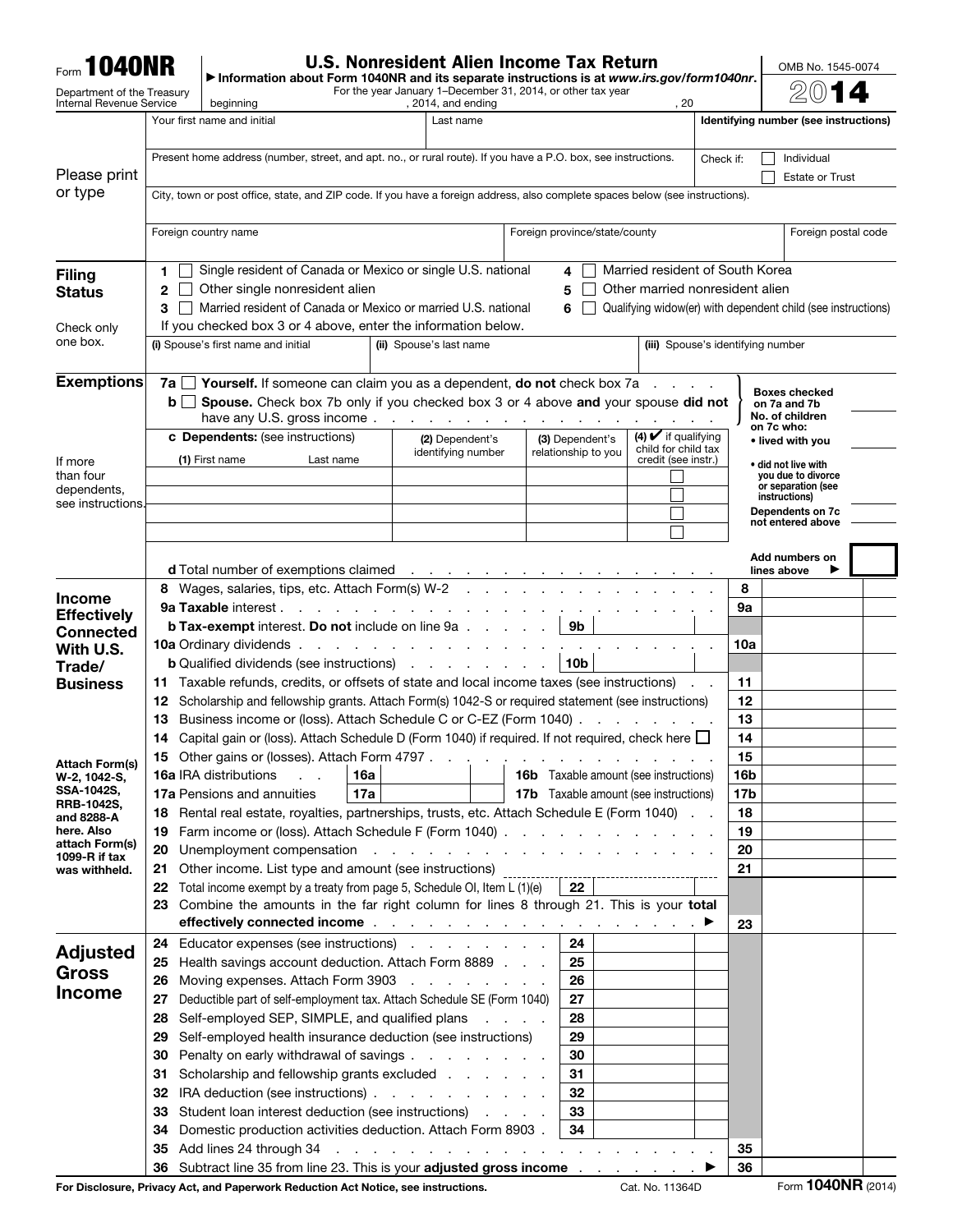Form **1040NR**

Department of the Treasury
Internal Revenue Service

# U.S. Nonresident Alien Income Tax Return

▶ Information about Form 1040NR and its separate instructions is at *www.irs.gov/form1040nr*.

For the year January 1–December 31, 2014, or other tax year beginning , 2014, and ending , 20

OMB No. 1545-0074

**2014**

**Please print or type**

| Your first name and initial | Last name | Identifying number (see instructions) |
|---|---|---|
| Present home address (number, street, and apt. no., or rural route). If you have a P.O. box, see instructions. | Check if: ☐ Individual ☐ Estate or Trust | |
| City, town or post office, state, and ZIP code. If you have a foreign address, also complete spaces below (see instructions). | | |
| Foreign country name | Foreign province/state/county | Foreign postal code |

## Filing Status

Check only one box.

1 ☐ Single resident of Canada or Mexico or single U.S. national
2 ☐ Other single nonresident alien
3 ☐ Married resident of Canada or Mexico or married U.S. national
4 ☐ Married resident of South Korea
5 ☐ Other married nonresident alien
6 ☐ Qualifying widow(er) with dependent child (see instructions)

If you checked box 3 or 4 above, enter the information below.

| (i) Spouse's first name and initial | (ii) Spouse's last name | (iii) Spouse's identifying number |
|---|---|---|
| | | |

## Exemptions

7a ☐ **Yourself.** If someone can claim you as a dependent, **do not** check box 7a

b ☐ **Spouse.** Check box 7b only if you checked box 3 or 4 above **and** your spouse **did not** have any U.S. gross income

Boxes checked on 7a and 7b
No. of children on 7c who:
• lived with you
• did not live with you due to divorce or separation (see instructions)
Dependents on 7c not entered above
Add numbers on lines above ▶

c **Dependents:** (see instructions)

If more than four dependents, see instructions.

| (1) First name Last name | (2) Dependent's identifying number | (3) Dependent's relationship to you | (4) ✔ if qualifying child for child tax credit (see instr.) |
|---|---|---|---|
| | | | ☐ |
| | | | ☐ |
| | | | ☐ |
| | | | ☐ |

d Total number of exemptions claimed

## Income Effectively Connected With U.S. Trade/Business

Attach Form(s) W-2, 1042-S, SSA-1042S, RRB-1042S, and 8288-A here. Also attach Form(s) 1099-R if tax was withheld.

| Line | Description | | Amount |
|---|---|---|---|
| 8 | Wages, salaries, tips, etc. Attach Form(s) W-2 | | 8 |
| 9a | **Taxable** interest | | 9a |
| 9b | **Tax-exempt** interest. **Do not** include on line 9a | 9b | |
| 10a | Ordinary dividends | | 10a |
| 10b | Qualified dividends (see instructions) | 10b | |
| 11 | Taxable refunds, credits, or offsets of state and local income taxes (see instructions) | | 11 |
| 12 | Scholarship and fellowship grants. Attach Form(s) 1042-S or required statement (see instructions) | | 12 |
| 13 | Business income or (loss). Attach Schedule C or C-EZ (Form 1040) | | 13 |
| 14 | Capital gain or (loss). Attach Schedule D (Form 1040) if required. If not required, check here ☐ | | 14 |
| 15 | Other gains or (losses). Attach Form 4797 | | 15 |
| 16a | IRA distributions 16a | 16b Taxable amount (see instructions) | 16b |
| 17a | Pensions and annuities 17a | 17b Taxable amount (see instructions) | 17b |
| 18 | Rental real estate, royalties, partnerships, trusts, etc. Attach Schedule E (Form 1040) | | 18 |
| 19 | Farm income or (loss). Attach Schedule F (Form 1040) | | 19 |
| 20 | Unemployment compensation | | 20 |
| 21 | Other income. List type and amount (see instructions) | | 21 |
| 22 | Total income exempt by a treaty from page 5, Schedule OI, Item L (1)(e) | 22 | |
| 23 | Combine the amounts in the far right column for lines 8 through 21. This is your **total effectively connected income** ▶ | | 23 |

## Adjusted Gross Income

| Line | Description | | Amount |
|---|---|---|---|
| 24 | Educator expenses (see instructions) | 24 | |
| 25 | Health savings account deduction. Attach Form 8889 | 25 | |
| 26 | Moving expenses. Attach Form 3903 | 26 | |
| 27 | Deductible part of self-employment tax. Attach Schedule SE (Form 1040) | 27 | |
| 28 | Self-employed SEP, SIMPLE, and qualified plans | 28 | |
| 29 | Self-employed health insurance deduction (see instructions) | 29 | |
| 30 | Penalty on early withdrawal of savings | 30 | |
| 31 | Scholarship and fellowship grants excluded | 31 | |
| 32 | IRA deduction (see instructions) | 32 | |
| 33 | Student loan interest deduction (see instructions) | 33 | |
| 34 | Domestic production activities deduction. Attach Form 8903 | 34 | |
| 35 | Add lines 24 through 34 | | 35 |
| 36 | Subtract line 35 from line 23. This is your **adjusted gross income** ▶ | | 36 |

**For Disclosure, Privacy Act, and Paperwork Reduction Act Notice, see instructions.** Cat. No. 11364D Form **1040NR** (2014)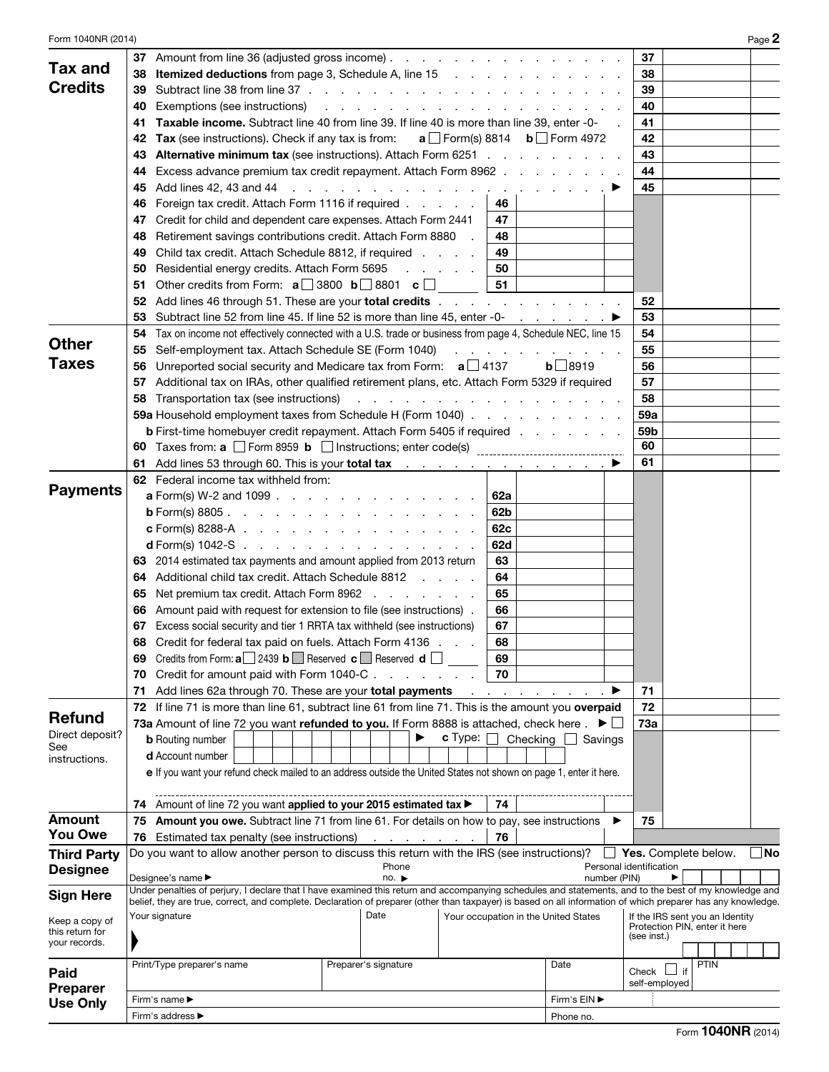Form 1040NR (2014) Page **2**

## Tax and Credits

| Line | Description | | | Line | Amount |
|---|---|---|---|---|---|
| 37 | Amount from line 36 (adjusted gross income) | | | 37 | |
| 38 | **Itemized deductions** from page 3, Schedule A, line 15 | | | 38 | |
| 39 | Subtract line 38 from line 37 | | | 39 | |
| 40 | Exemptions (see instructions) | | | 40 | |
| 41 | **Taxable income.** Subtract line 40 from line 39. If line 40 is more than line 39, enter -0- | | | 41 | |
| 42 | **Tax** (see instructions). Check if any tax is from: **a** ☐ Form(s) 8814 **b** ☐ Form 4972 | | | 42 | |
| 43 | **Alternative minimum tax** (see instructions). Attach Form 6251 | | | 43 | |
| 44 | Excess advance premium tax credit repayment. Attach Form 8962 | | | 44 | |
| 45 | Add lines 42, 43 and 44 ▶ | | | 45 | |
| 46 | Foreign tax credit. Attach Form 1116 if required | 46 | | | |
| 47 | Credit for child and dependent care expenses. Attach Form 2441 | 47 | | | |
| 48 | Retirement savings contributions credit. Attach Form 8880 | 48 | | | |
| 49 | Child tax credit. Attach Schedule 8812, if required | 49 | | | |
| 50 | Residential energy credits. Attach Form 5695 | 50 | | | |
| 51 | Other credits from Form: **a** ☐ 3800 **b** ☐ 8801 **c** ☐ | 51 | | | |
| 52 | Add lines 46 through 51. These are your **total credits** | | | 52 | |
| 53 | Subtract line 52 from line 45. If line 52 is more than line 45, enter -0- ▶ | | | 53 | |

## Other Taxes

| Line | Description | Line | Amount |
|---|---|---|---|
| 54 | Tax on income not effectively connected with a U.S. trade or business from page 4, Schedule NEC, line 15 | 54 | |
| 55 | Self-employment tax. Attach Schedule SE (Form 1040) | 55 | |
| 56 | Unreported social security and Medicare tax from Form: **a** ☐ 4137 **b** ☐ 8919 | 56 | |
| 57 | Additional tax on IRAs, other qualified retirement plans, etc. Attach Form 5329 if required | 57 | |
| 58 | Transportation tax (see instructions) | 58 | |
| 59a | Household employment taxes from Schedule H (Form 1040) | 59a | |
| b | First-time homebuyer credit repayment. Attach Form 5405 if required | 59b | |
| 60 | Taxes from: **a** ☐ Form 8959 **b** ☐ Instructions; enter code(s) | 60 | |
| 61 | Add lines 53 through 60. This is your **total tax** ▶ | 61 | |

## Payments

| Line | Description | | | Line | Amount |
|---|---|---|---|---|---|
| 62 | Federal income tax withheld from: | | | | |
| | **a** Form(s) W-2 and 1099 | 62a | | | |
| | **b** Form(s) 8805 | 62b | | | |
| | **c** Form(s) 8288-A | 62c | | | |
| | **d** Form(s) 1042-S | 62d | | | |
| 63 | 2014 estimated tax payments and amount applied from 2013 return | 63 | | | |
| 64 | Additional child tax credit. Attach Schedule 8812 | 64 | | | |
| 65 | Net premium tax credit. Attach Form 8962 | 65 | | | |
| 66 | Amount paid with request for extension to file (see instructions) | 66 | | | |
| 67 | Excess social security and tier 1 RRTA tax withheld (see instructions) | 67 | | | |
| 68 | Credit for federal tax paid on fuels. Attach Form 4136 | 68 | | | |
| 69 | Credits from Form: **a** ☐ 2439 **b** Reserved **c** Reserved **d** ☐ | 69 | | | |
| 70 | Credit for amount paid with Form 1040-C | 70 | | | |
| 71 | Add lines 62a through 70. These are your **total payments** ▶ | | | 71 | |

## Refund

Direct deposit? See instructions.

| Line | Description | | | Line | Amount |
|---|---|---|---|---|---|
| 72 | If line 71 is more than line 61, subtract line 61 from line 71. This is the amount you **overpaid** | | | 72 | |
| 73a | Amount of line 72 you want **refunded to you.** If Form 8888 is attached, check here ▶ ☐ | | | 73a | |
| | **b** Routing number ▶ **c** Type: ☐ Checking ☐ Savings | | | | |
| | **d** Account number | | | | |
| | **e** If you want your refund check mailed to an address outside the United States not shown on page 1, enter it here. | | | | |
| 74 | Amount of line 72 you want **applied to your 2015 estimated tax** ▶ | 74 | | | |

## Amount You Owe

| Line | Description | | | Line | Amount |
|---|---|---|---|---|---|
| 75 | **Amount you owe.** Subtract line 71 from line 61. For details on how to pay, see instructions ▶ | | | 75 | |
| 76 | Estimated tax penalty (see instructions) | 76 | | | |

## Third Party Designee

Do you want to allow another person to discuss this return with the IRS (see instructions)? ☐ **Yes.** Complete below. ☐ **No**

Designee's name ▶ Phone no. ▶ Personal identification number (PIN) ▶

## Sign Here

Keep a copy of this return for your records.

Under penalties of perjury, I declare that I have examined this return and accompanying schedules and statements, and to the best of my knowledge and belief, they are true, correct, and complete. Declaration of preparer (other than taxpayer) is based on all information of which preparer has any knowledge.

| Your signature | Date | Your occupation in the United States | If the IRS sent you an Identity Protection PIN, enter it here (see inst.) |
|---|---|---|---|
| | | | |

## Paid Preparer Use Only

| Print/Type preparer's name | Preparer's signature | Date | Check ☐ if self-employed | PTIN |
|---|---|---|---|---|
| Firm's name ▶ | | Firm's EIN ▶ | | |
| Firm's address ▶ | | Phone no. | | |

Form **1040NR** (2014)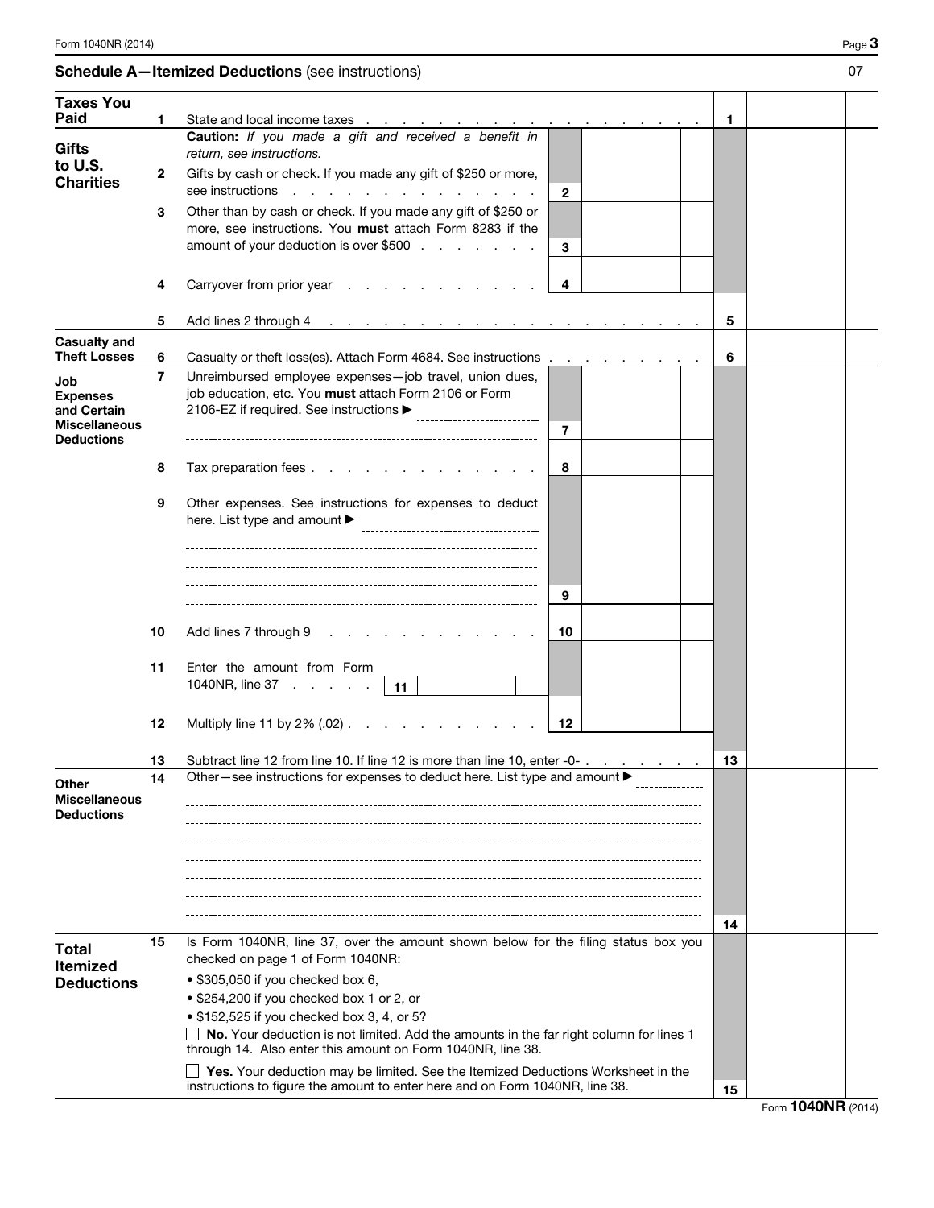## Schedule A—Itemized Deductions (see instructions)

07

| Section | Line | Description | | Amount | Line | Amount |
|---|---|---|---|---|---|---|
| **Taxes You Paid** | 1 | State and local income taxes | | | 1 | |
| **Gifts to U.S. Charities** | | **Caution:** *If you made a gift and received a benefit in return, see instructions.* | | | | |
| | 2 | Gifts by cash or check. If you made any gift of $250 or more, see instructions | 2 | | | |
| | 3 | Other than by cash or check. If you made any gift of $250 or more, see instructions. You **must** attach Form 8283 if the amount of your deduction is over $500 | 3 | | | |
| | 4 | Carryover from prior year | 4 | | | |
| | 5 | Add lines 2 through 4 | | | 5 | |
| **Casualty and Theft Losses** | 6 | Casualty or theft loss(es). Attach Form 4684. See instructions | | | 6 | |
| **Job Expenses and Certain Miscellaneous Deductions** | 7 | Unreimbursed employee expenses—job travel, union dues, job education, etc. You **must** attach Form 2106 or Form 2106-EZ if required. See instructions ▶ | 7 | | | |
| | 8 | Tax preparation fees | 8 | | | |
| | 9 | Other expenses. See instructions for expenses to deduct here. List type and amount ▶ | 9 | | | |
| | 10 | Add lines 7 through 9 | 10 | | | |
| | 11 | Enter the amount from Form 1040NR, line 37 \| 11 \| | | | | |
| | 12 | Multiply line 11 by 2% (.02) | 12 | | | |
| | 13 | Subtract line 12 from line 10. If line 12 is more than line 10, enter -0- | | | 13 | |
| **Other Miscellaneous Deductions** | 14 | Other—see instructions for expenses to deduct here. List type and amount ▶ | | | 14 | |
| **Total Itemized Deductions** | 15 | Is Form 1040NR, line 37, over the amount shown below for the filing status box you checked on page 1 of Form 1040NR:<br>• $305,050 if you checked box 6,<br>• $254,200 if you checked box 1 or 2, or<br>• $152,525 if you checked box 3, 4, or 5?<br>☐ **No.** Your deduction is not limited. Add the amounts in the far right column for lines 1 through 14. Also enter this amount on Form 1040NR, line 38.<br>☐ **Yes.** Your deduction may be limited. See the Itemized Deductions Worksheet in the instructions to figure the amount to enter here and on Form 1040NR, line 38. | | | 15 | |

Form **1040NR** (2014)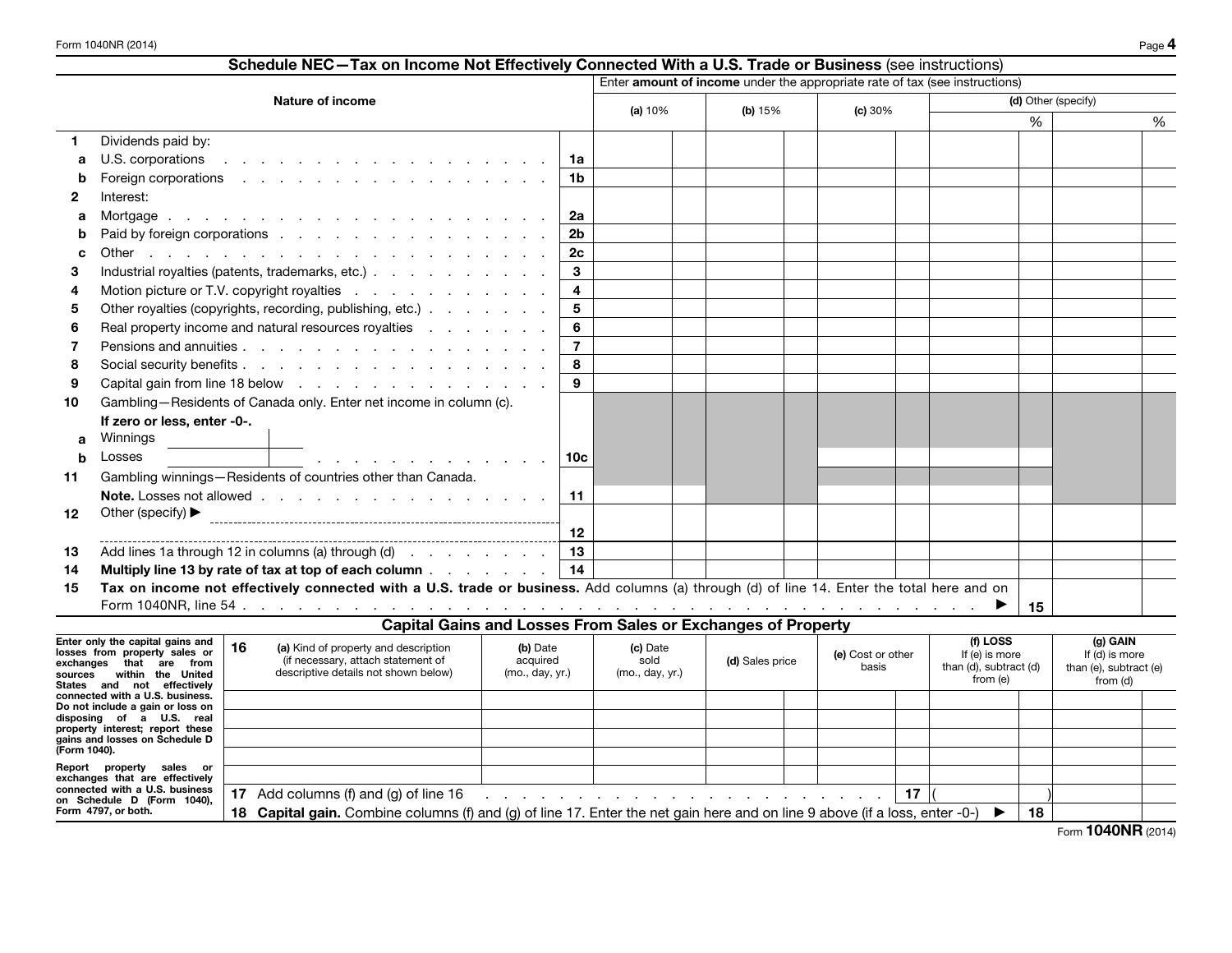## Schedule NEC—Tax on Income Not Effectively Connected With a U.S. Trade or Business (see instructions)

Enter **amount of income** under the appropriate rate of tax (see instructions)

| | Nature of income | | (a) 10% | (b) 15% | (c) 30% | (d) Other (specify) % | (d) Other (specify) % |
|---|---|---|---|---|---|---|---|
| **1** | Dividends paid by: | | | | | | |
| **a** | U.S. corporations | 1a | | | | | |
| **b** | Foreign corporations | 1b | | | | | |
| **2** | Interest: | | | | | | |
| **a** | Mortgage | 2a | | | | | |
| **b** | Paid by foreign corporations | 2b | | | | | |
| **c** | Other | 2c | | | | | |
| **3** | Industrial royalties (patents, trademarks, etc.) | 3 | | | | | |
| **4** | Motion picture or T.V. copyright royalties | 4 | | | | | |
| **5** | Other royalties (copyrights, recording, publishing, etc.) | 5 | | | | | |
| **6** | Real property income and natural resources royalties | 6 | | | | | |
| **7** | Pensions and annuities | 7 | | | | | |
| **8** | Social security benefits | 8 | | | | | |
| **9** | Capital gain from line 18 below | 9 | | | | | |
| **10** | Gambling—Residents of Canada only. Enter net income in column (c). **If zero or less, enter -0-.** **a** Winnings ____ **b** Losses ____ | 10c | | | | | |
| **11** | Gambling winnings—Residents of countries other than Canada. **Note.** Losses not allowed | 11 | | | | | |
| **12** | Other (specify) ▶ ________ | 12 | | | | | |
| **13** | Add lines 1a through 12 in columns (a) through (d) | 13 | | | | | |
| **14** | **Multiply line 13 by rate of tax at top of each column** | 14 | | | | | |
| **15** | **Tax on income not effectively connected with a U.S. trade or business.** Add columns (a) through (d) of line 14. Enter the total here and on Form 1040NR, line 54 ▶ | 15 | | | | | |

## Capital Gains and Losses From Sales or Exchanges of Property

Enter only the capital gains and losses from property sales or exchanges that are from sources within the United States and not effectively connected with a U.S. business. Do not include a gain or loss on disposing of a U.S. real property interest; report these gains and losses on Schedule D (Form 1040).

Report property sales or exchanges that are effectively connected with a U.S. business on Schedule D (Form 1040), Form 4797, or both.

| 16 | (a) Kind of property and description (if necessary, attach statement of descriptive details not shown below) | (b) Date acquired (mo., day, yr.) | (c) Date sold (mo., day, yr.) | (d) Sales price | (e) Cost or other basis | (f) LOSS If (e) is more than (d), subtract (d) from (e) | (g) GAIN If (d) is more than (e), subtract (e) from (d) |
|---|---|---|---|---|---|---|---|
| | | | | | | | |
| | | | | | | | |
| | | | | | | | |
| | | | | | | | |
| **17** | Add columns (f) and (g) of line 16 | | | | 17 | ( ) | |
| **18** | **Capital gain.** Combine columns (f) and (g) of line 17. Enter the net gain here and on line 9 above (if a loss, enter -0-) ▶ | | | | | 18 | |

Form **1040NR** (2014)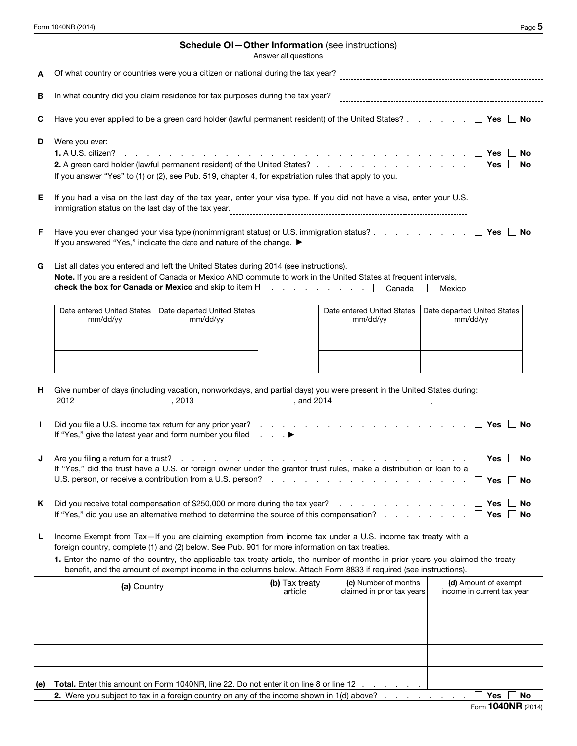## Schedule OI—Other Information (see instructions)

Answer all questions

**A** Of what country or countries were you a citizen or national during the tax year? ______________________

**B** In what country did you claim residence for tax purposes during the tax year? ______________________

**C** Have you ever applied to be a green card holder (lawful permanent resident) of the United States? . . . . . . . ☐ **Yes** ☐ **No**

**D** Were you ever:

**1.** A U.S. citizen? . . . . . . . . . . . . . . . . . . . . . . . . . . . . . . . . . ☐ **Yes** ☐ **No**

**2.** A green card holder (lawful permanent resident) of the United States? . . . . . . . . . . . . . . . . ☐ **Yes** ☐ **No**

If you answer "Yes" to (1) or (2), see Pub. 519, chapter 4, for expatriation rules that apply to you.

**E** If you had a visa on the last day of the tax year, enter your visa type. If you did not have a visa, enter your U.S. immigration status on the last day of the tax year. ______________________

**F** Have you ever changed your visa type (nonimmigrant status) or U.S. immigration status? . . . . . . . . . . ☐ **Yes** ☐ **No**

If you answered "Yes," indicate the date and nature of the change. ► ______________________

**G** List all dates you entered and left the United States during 2014 (see instructions).

**Note.** If you are a resident of Canada or Mexico AND commute to work in the United States at frequent intervals, **check the box for Canada or Mexico** and skip to item H . . . . . . . . . . ☐ Canada ☐ Mexico

| Date entered United States mm/dd/yy | Date departed United States mm/dd/yy |
|---|---|
| | |
| | |
| | |
| | |

| Date entered United States mm/dd/yy | Date departed United States mm/dd/yy |
|---|---|
| | |
| | |
| | |
| | |

**H** Give number of days (including vacation, nonworkdays, and partial days) you were present in the United States during: 2012 __________ , 2013 __________ , and 2014 __________ .

**I** Did you file a U.S. income tax return for any prior year? . . . . . . . . . . . . . . . . . . . . ☐ **Yes** ☐ **No**

If "Yes," give the latest year and form number you filed . . . ► ______________________

**J** Are you filing a return for a trust? . . . . . . . . . . . . . . . . . . . . . . . . . . . ☐ **Yes** ☐ **No**

If "Yes," did the trust have a U.S. or foreign owner under the grantor trust rules, make a distribution or loan to a U.S. person, or receive a contribution from a U.S. person? . . . . . . . . . . . . . . . . . . . . ☐ **Yes** ☐ **No**

**K** Did you receive total compensation of $250,000 or more during the tax year? . . . . . . . . . . . . . ☐ **Yes** ☐ **No**

If "Yes," did you use an alternative method to determine the source of this compensation? . . . . . . . . . ☐ **Yes** ☐ **No**

**L** Income Exempt from Tax—If you are claiming exemption from income tax under a U.S. income tax treaty with a foreign country, complete (1) and (2) below. See Pub. 901 for more information on tax treaties.

**1.** Enter the name of the country, the applicable tax treaty article, the number of months in prior years you claimed the treaty benefit, and the amount of exempt income in the columns below. Attach Form 8833 if required (see instructions).

| **(a)** Country | **(b)** Tax treaty article | **(c)** Number of months claimed in prior tax years | **(d)** Amount of exempt income in current tax year |
|---|---|---|---|
| | | | |
| | | | |
| | | | |
| **(e) Total.** Enter this amount on Form 1040NR, line 22. Do not enter it on line 8 or line 12 . . . . . . . | | | |

**2.** Were you subject to tax in a foreign country on any of the income shown in 1(d) above? . . . . . . . . . ☐ **Yes** ☐ **No**

Form **1040NR** (2014)